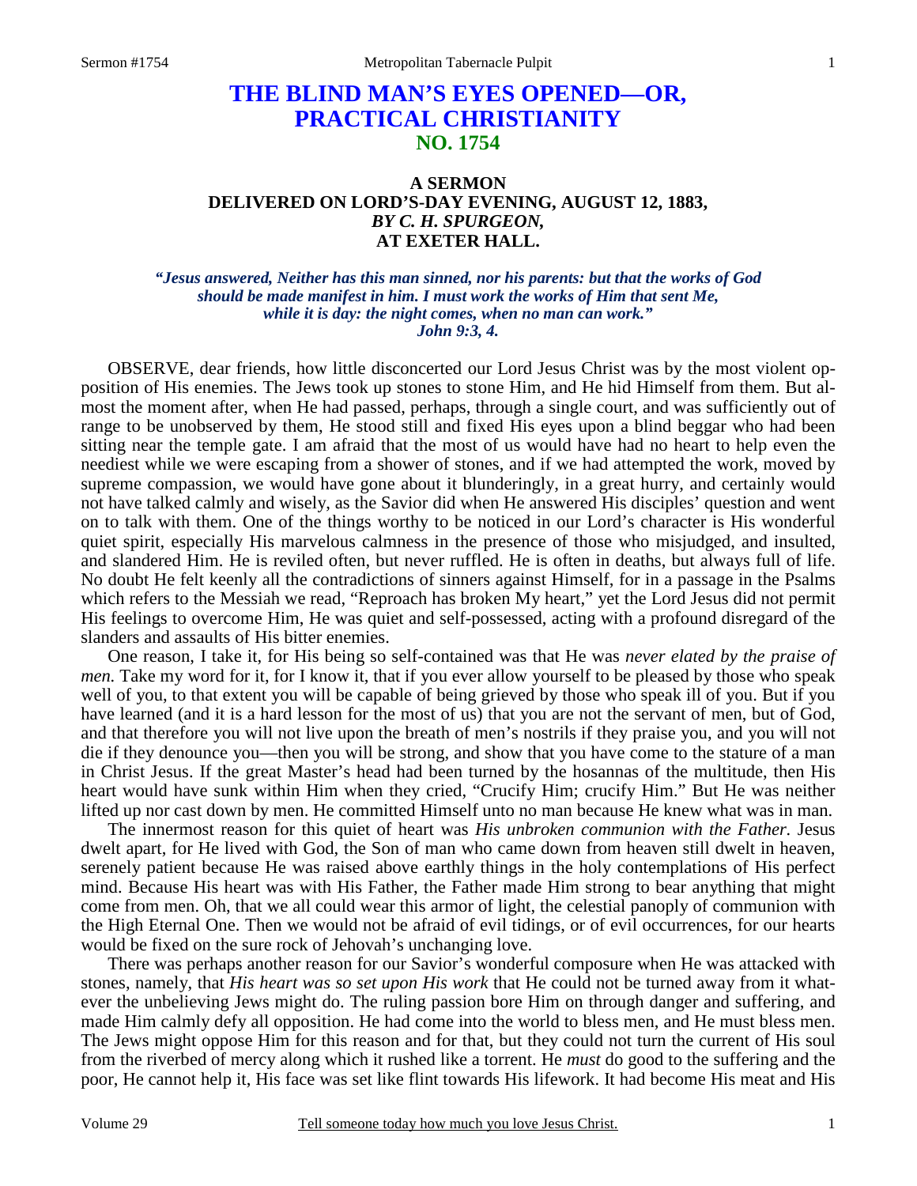# THE BLIND MAN'S EYES OPENED—OR, PRACTICAL CHRISTIANITY
## NO. 1754

### A SERMON
### DELIVERED ON LORD'S-DAY EVENING, AUGUST 12, 1883,
### *BY C. H. SPURGEON,*
### AT EXETER HALL.

***"Jesus answered, Neither has this man sinned, nor his parents: but that the works of God should be made manifest in him. I must work the works of Him that sent Me, while it is day: the night comes, when no man can work." John 9:3, 4.***

OBSERVE, dear friends, how little disconcerted our Lord Jesus Christ was by the most violent opposition of His enemies. The Jews took up stones to stone Him, and He hid Himself from them. But almost the moment after, when He had passed, perhaps, through a single court, and was sufficiently out of range to be unobserved by them, He stood still and fixed His eyes upon a blind beggar who had been sitting near the temple gate. I am afraid that the most of us would have had no heart to help even the neediest while we were escaping from a shower of stones, and if we had attempted the work, moved by supreme compassion, we would have gone about it blunderingly, in a great hurry, and certainly would not have talked calmly and wisely, as the Savior did when He answered His disciples' question and went on to talk with them. One of the things worthy to be noticed in our Lord's character is His wonderful quiet spirit, especially His marvelous calmness in the presence of those who misjudged, and insulted, and slandered Him. He is reviled often, but never ruffled. He is often in deaths, but always full of life. No doubt He felt keenly all the contradictions of sinners against Himself, for in a passage in the Psalms which refers to the Messiah we read, "Reproach has broken My heart," yet the Lord Jesus did not permit His feelings to overcome Him, He was quiet and self-possessed, acting with a profound disregard of the slanders and assaults of His bitter enemies.

One reason, I take it, for His being so self-contained was that He was *never elated by the praise of men.* Take my word for it, for I know it, that if you ever allow yourself to be pleased by those who speak well of you, to that extent you will be capable of being grieved by those who speak ill of you. But if you have learned (and it is a hard lesson for the most of us) that you are not the servant of men, but of God, and that therefore you will not live upon the breath of men's nostrils if they praise you, and you will not die if they denounce you—then you will be strong, and show that you have come to the stature of a man in Christ Jesus. If the great Master's head had been turned by the hosannas of the multitude, then His heart would have sunk within Him when they cried, "Crucify Him; crucify Him." But He was neither lifted up nor cast down by men. He committed Himself unto no man because He knew what was in man.

The innermost reason for this quiet of heart was *His unbroken communion with the Father.* Jesus dwelt apart, for He lived with God, the Son of man who came down from heaven still dwelt in heaven, serenely patient because He was raised above earthly things in the holy contemplations of His perfect mind. Because His heart was with His Father, the Father made Him strong to bear anything that might come from men. Oh, that we all could wear this armor of light, the celestial panoply of communion with the High Eternal One. Then we would not be afraid of evil tidings, or of evil occurrences, for our hearts would be fixed on the sure rock of Jehovah's unchanging love.

There was perhaps another reason for our Savior's wonderful composure when He was attacked with stones, namely, that *His heart was so set upon His work* that He could not be turned away from it whatever the unbelieving Jews might do. The ruling passion bore Him on through danger and suffering, and made Him calmly defy all opposition. He had come into the world to bless men, and He must bless men. The Jews might oppose Him for this reason and for that, but they could not turn the current of His soul from the riverbed of mercy along which it rushed like a torrent. He *must* do good to the suffering and the poor, He cannot help it, His face was set like flint towards His lifework. It had become His meat and His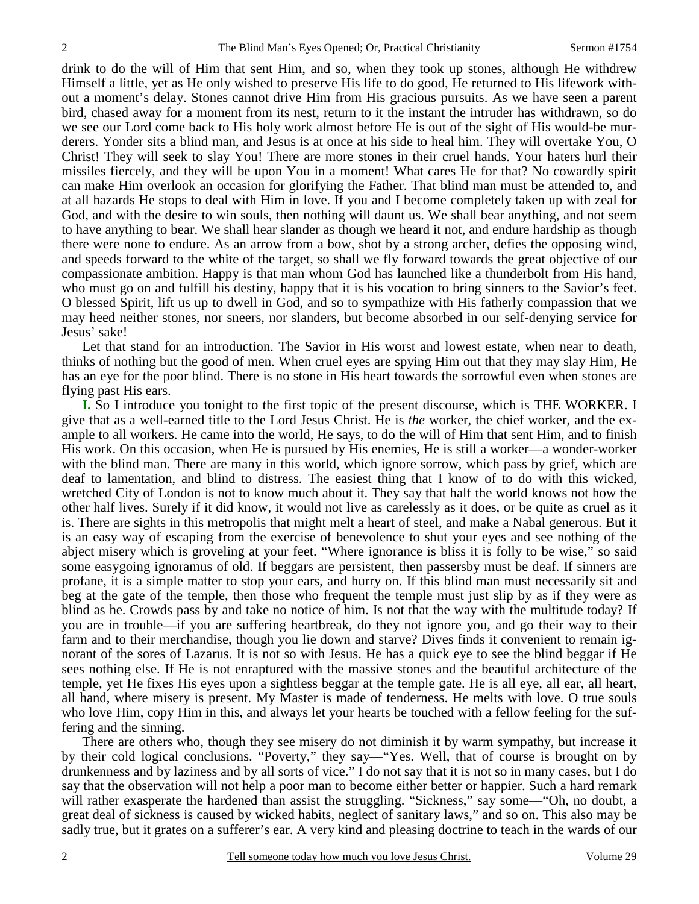drink to do the will of Him that sent Him, and so, when they took up stones, although He withdrew Himself a little, yet as He only wished to preserve His life to do good, He returned to His lifework without a moment's delay. Stones cannot drive Him from His gracious pursuits. As we have seen a parent bird, chased away for a moment from its nest, return to it the instant the intruder has withdrawn, so do we see our Lord come back to His holy work almost before He is out of the sight of His would-be murderers. Yonder sits a blind man, and Jesus is at once at his side to heal him. They will overtake You, O Christ! They will seek to slay You! There are more stones in their cruel hands. Your haters hurl their missiles fiercely, and they will be upon You in a moment! What cares He for that? No cowardly spirit can make Him overlook an occasion for glorifying the Father. That blind man must be attended to, and at all hazards He stops to deal with Him in love. If you and I become completely taken up with zeal for God, and with the desire to win souls, then nothing will daunt us. We shall bear anything, and not seem to have anything to bear. We shall hear slander as though we heard it not, and endure hardship as though there were none to endure. As an arrow from a bow, shot by a strong archer, defies the opposing wind, and speeds forward to the white of the target, so shall we fly forward towards the great objective of our compassionate ambition. Happy is that man whom God has launched like a thunderbolt from His hand, who must go on and fulfill his destiny, happy that it is his vocation to bring sinners to the Savior's feet. O blessed Spirit, lift us up to dwell in God, and so to sympathize with His fatherly compassion that we may heed neither stones, nor sneers, nor slanders, but become absorbed in our self-denying service for Jesus' sake!

Let that stand for an introduction. The Savior in His worst and lowest estate, when near to death, thinks of nothing but the good of men. When cruel eyes are spying Him out that they may slay Him, He has an eye for the poor blind. There is no stone in His heart towards the sorrowful even when stones are flying past His ears.

**I.** So I introduce you tonight to the first topic of the present discourse, which is THE WORKER. I give that as a well-earned title to the Lord Jesus Christ. He is *the* worker, the chief worker, and the example to all workers. He came into the world, He says, to do the will of Him that sent Him, and to finish His work. On this occasion, when He is pursued by His enemies, He is still a worker—a wonder-worker with the blind man. There are many in this world, which ignore sorrow, which pass by grief, which are deaf to lamentation, and blind to distress. The easiest thing that I know of to do with this wicked, wretched City of London is not to know much about it. They say that half the world knows not how the other half lives. Surely if it did know, it would not live as carelessly as it does, or be quite as cruel as it is. There are sights in this metropolis that might melt a heart of steel, and make a Nabal generous. But it is an easy way of escaping from the exercise of benevolence to shut your eyes and see nothing of the abject misery which is groveling at your feet. "Where ignorance is bliss it is folly to be wise," so said some easygoing ignoramus of old. If beggars are persistent, then passersby must be deaf. If sinners are profane, it is a simple matter to stop your ears, and hurry on. If this blind man must necessarily sit and beg at the gate of the temple, then those who frequent the temple must just slip by as if they were as blind as he. Crowds pass by and take no notice of him. Is not that the way with the multitude today? If you are in trouble—if you are suffering heartbreak, do they not ignore you, and go their way to their farm and to their merchandise, though you lie down and starve? Dives finds it convenient to remain ignorant of the sores of Lazarus. It is not so with Jesus. He has a quick eye to see the blind beggar if He sees nothing else. If He is not enraptured with the massive stones and the beautiful architecture of the temple, yet He fixes His eyes upon a sightless beggar at the temple gate. He is all eye, all ear, all heart, all hand, where misery is present. My Master is made of tenderness. He melts with love. O true souls who love Him, copy Him in this, and always let your hearts be touched with a fellow feeling for the suffering and the sinning.

There are others who, though they see misery do not diminish it by warm sympathy, but increase it by their cold logical conclusions. "Poverty," they say—"Yes. Well, that of course is brought on by drunkenness and by laziness and by all sorts of vice." I do not say that it is not so in many cases, but I do say that the observation will not help a poor man to become either better or happier. Such a hard remark will rather exasperate the hardened than assist the struggling. "Sickness," say some—"Oh, no doubt, a great deal of sickness is caused by wicked habits, neglect of sanitary laws," and so on. This also may be sadly true, but it grates on a sufferer's ear. A very kind and pleasing doctrine to teach in the wards of our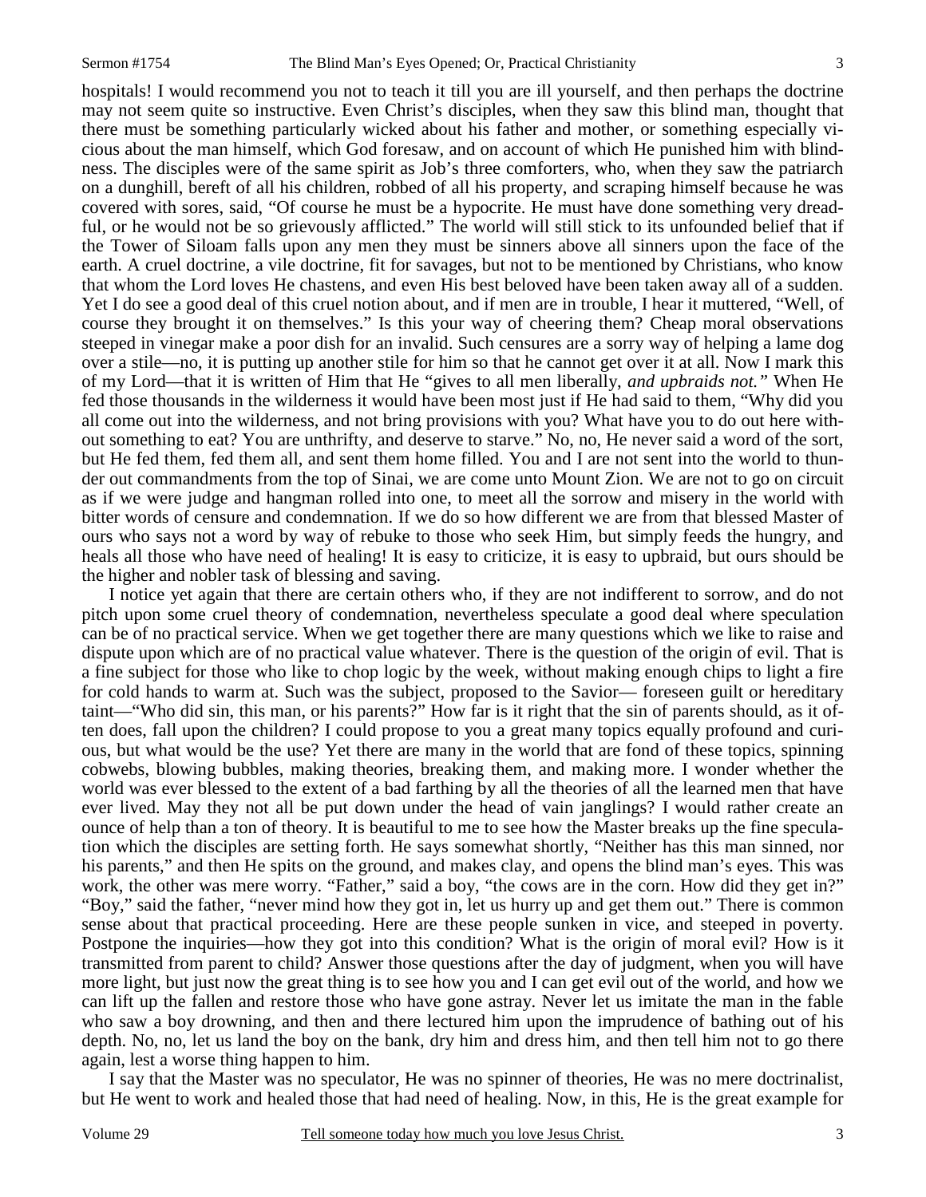hospitals! I would recommend you not to teach it till you are ill yourself, and then perhaps the doctrine may not seem quite so instructive. Even Christ's disciples, when they saw this blind man, thought that there must be something particularly wicked about his father and mother, or something especially vicious about the man himself, which God foresaw, and on account of which He punished him with blindness. The disciples were of the same spirit as Job's three comforters, who, when they saw the patriarch on a dunghill, bereft of all his children, robbed of all his property, and scraping himself because he was covered with sores, said, "Of course he must be a hypocrite. He must have done something very dreadful, or he would not be so grievously afflicted." The world will still stick to its unfounded belief that if the Tower of Siloam falls upon any men they must be sinners above all sinners upon the face of the earth. A cruel doctrine, a vile doctrine, fit for savages, but not to be mentioned by Christians, who know that whom the Lord loves He chastens, and even His best beloved have been taken away all of a sudden. Yet I do see a good deal of this cruel notion about, and if men are in trouble, I hear it muttered, "Well, of course they brought it on themselves." Is this your way of cheering them? Cheap moral observations steeped in vinegar make a poor dish for an invalid. Such censures are a sorry way of helping a lame dog over a stile—no, it is putting up another stile for him so that he cannot get over it at all. Now I mark this of my Lord—that it is written of Him that He "gives to all men liberally, *and upbraids not."* When He fed those thousands in the wilderness it would have been most just if He had said to them, "Why did you all come out into the wilderness, and not bring provisions with you? What have you to do out here without something to eat? You are unthrifty, and deserve to starve." No, no, He never said a word of the sort, but He fed them, fed them all, and sent them home filled. You and I are not sent into the world to thunder out commandments from the top of Sinai, we are come unto Mount Zion. We are not to go on circuit as if we were judge and hangman rolled into one, to meet all the sorrow and misery in the world with bitter words of censure and condemnation. If we do so how different we are from that blessed Master of ours who says not a word by way of rebuke to those who seek Him, but simply feeds the hungry, and heals all those who have need of healing! It is easy to criticize, it is easy to upbraid, but ours should be the higher and nobler task of blessing and saving.

I notice yet again that there are certain others who, if they are not indifferent to sorrow, and do not pitch upon some cruel theory of condemnation, nevertheless speculate a good deal where speculation can be of no practical service. When we get together there are many questions which we like to raise and dispute upon which are of no practical value whatever. There is the question of the origin of evil. That is a fine subject for those who like to chop logic by the week, without making enough chips to light a fire for cold hands to warm at. Such was the subject, proposed to the Savior— foreseen guilt or hereditary taint—"Who did sin, this man, or his parents?" How far is it right that the sin of parents should, as it often does, fall upon the children? I could propose to you a great many topics equally profound and curious, but what would be the use? Yet there are many in the world that are fond of these topics, spinning cobwebs, blowing bubbles, making theories, breaking them, and making more. I wonder whether the world was ever blessed to the extent of a bad farthing by all the theories of all the learned men that have ever lived. May they not all be put down under the head of vain janglings? I would rather create an ounce of help than a ton of theory. It is beautiful to me to see how the Master breaks up the fine speculation which the disciples are setting forth. He says somewhat shortly, "Neither has this man sinned, nor his parents," and then He spits on the ground, and makes clay, and opens the blind man's eyes. This was work, the other was mere worry. "Father," said a boy, "the cows are in the corn. How did they get in?" "Boy," said the father, "never mind how they got in, let us hurry up and get them out." There is common sense about that practical proceeding. Here are these people sunken in vice, and steeped in poverty. Postpone the inquiries—how they got into this condition? What is the origin of moral evil? How is it transmitted from parent to child? Answer those questions after the day of judgment, when you will have more light, but just now the great thing is to see how you and I can get evil out of the world, and how we can lift up the fallen and restore those who have gone astray. Never let us imitate the man in the fable who saw a boy drowning, and then and there lectured him upon the imprudence of bathing out of his depth. No, no, let us land the boy on the bank, dry him and dress him, and then tell him not to go there again, lest a worse thing happen to him.

I say that the Master was no speculator, He was no spinner of theories, He was no mere doctrinalist, but He went to work and healed those that had need of healing. Now, in this, He is the great example for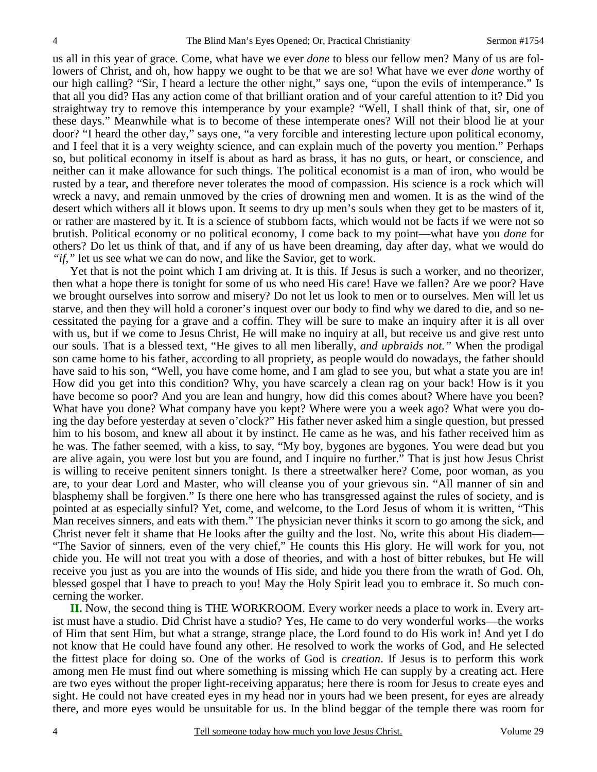us all in this year of grace. Come, what have we ever *done* to bless our fellow men? Many of us are followers of Christ, and oh, how happy we ought to be that we are so! What have we ever *done* worthy of our high calling? "Sir, I heard a lecture the other night," says one, "upon the evils of intemperance." Is that all you did? Has any action come of that brilliant oration and of your careful attention to it? Did you straightway try to remove this intemperance by your example? "Well, I shall think of that, sir, one of these days." Meanwhile what is to become of these intemperate ones? Will not their blood lie at your door? "I heard the other day," says one, "a very forcible and interesting lecture upon political economy, and I feel that it is a very weighty science, and can explain much of the poverty you mention." Perhaps so, but political economy in itself is about as hard as brass, it has no guts, or heart, or conscience, and neither can it make allowance for such things. The political economist is a man of iron, who would be rusted by a tear, and therefore never tolerates the mood of compassion. His science is a rock which will wreck a navy, and remain unmoved by the cries of drowning men and women. It is as the wind of the desert which withers all it blows upon. It seems to dry up men's souls when they get to be masters of it, or rather are mastered by it. It is a science of stubborn facts, which would not be facts if we were not so brutish. Political economy or no political economy, I come back to my point—what have you *done* for others? Do let us think of that, and if any of us have been dreaming, day after day, what we would do *"if,"* let us see what we can do now, and like the Savior, get to work.

Yet that is not the point which I am driving at. It is this. If Jesus is such a worker, and no theorizer, then what a hope there is tonight for some of us who need His care! Have we fallen? Are we poor? Have we brought ourselves into sorrow and misery? Do not let us look to men or to ourselves. Men will let us starve, and then they will hold a coroner's inquest over our body to find why we dared to die, and so necessitated the paying for a grave and a coffin. They will be sure to make an inquiry after it is all over with us, but if we come to Jesus Christ, He will make no inquiry at all, but receive us and give rest unto our souls. That is a blessed text, "He gives to all men liberally, *and upbraids not."* When the prodigal son came home to his father, according to all propriety, as people would do nowadays, the father should have said to his son, "Well, you have come home, and I am glad to see you, but what a state you are in! How did you get into this condition? Why, you have scarcely a clean rag on your back! How is it you have become so poor? And you are lean and hungry, how did this comes about? Where have you been? What have you done? What company have you kept? Where were you a week ago? What were you doing the day before yesterday at seven o'clock?" His father never asked him a single question, but pressed him to his bosom, and knew all about it by instinct. He came as he was, and his father received him as he was. The father seemed, with a kiss, to say, "My boy, bygones are bygones. You were dead but you are alive again, you were lost but you are found, and I inquire no further." That is just how Jesus Christ is willing to receive penitent sinners tonight. Is there a streetwalker here? Come, poor woman, as you are, to your dear Lord and Master, who will cleanse you of your grievous sin. "All manner of sin and blasphemy shall be forgiven." Is there one here who has transgressed against the rules of society, and is pointed at as especially sinful? Yet, come, and welcome, to the Lord Jesus of whom it is written, "This Man receives sinners, and eats with them." The physician never thinks it scorn to go among the sick, and Christ never felt it shame that He looks after the guilty and the lost. No, write this about His diadem—"The Savior of sinners, even of the very chief," He counts this His glory. He will work for you, not chide you. He will not treat you with a dose of theories, and with a host of bitter rebukes, but He will receive you just as you are into the wounds of His side, and hide you there from the wrath of God. Oh, blessed gospel that I have to preach to you! May the Holy Spirit lead you to embrace it. So much concerning the worker.

**II.** Now, the second thing is THE WORKROOM. Every worker needs a place to work in. Every artist must have a studio. Did Christ have a studio? Yes, He came to do very wonderful works—the works of Him that sent Him, but what a strange, strange place, the Lord found to do His work in! And yet I do not know that He could have found any other. He resolved to work the works of God, and He selected the fittest place for doing so. One of the works of God is *creation*. If Jesus is to perform this work among men He must find out where something is missing which He can supply by a creating act. Here are two eyes without the proper light-receiving apparatus; here there is room for Jesus to create eyes and sight. He could not have created eyes in my head nor in yours had we been present, for eyes are already there, and more eyes would be unsuitable for us. In the blind beggar of the temple there was room for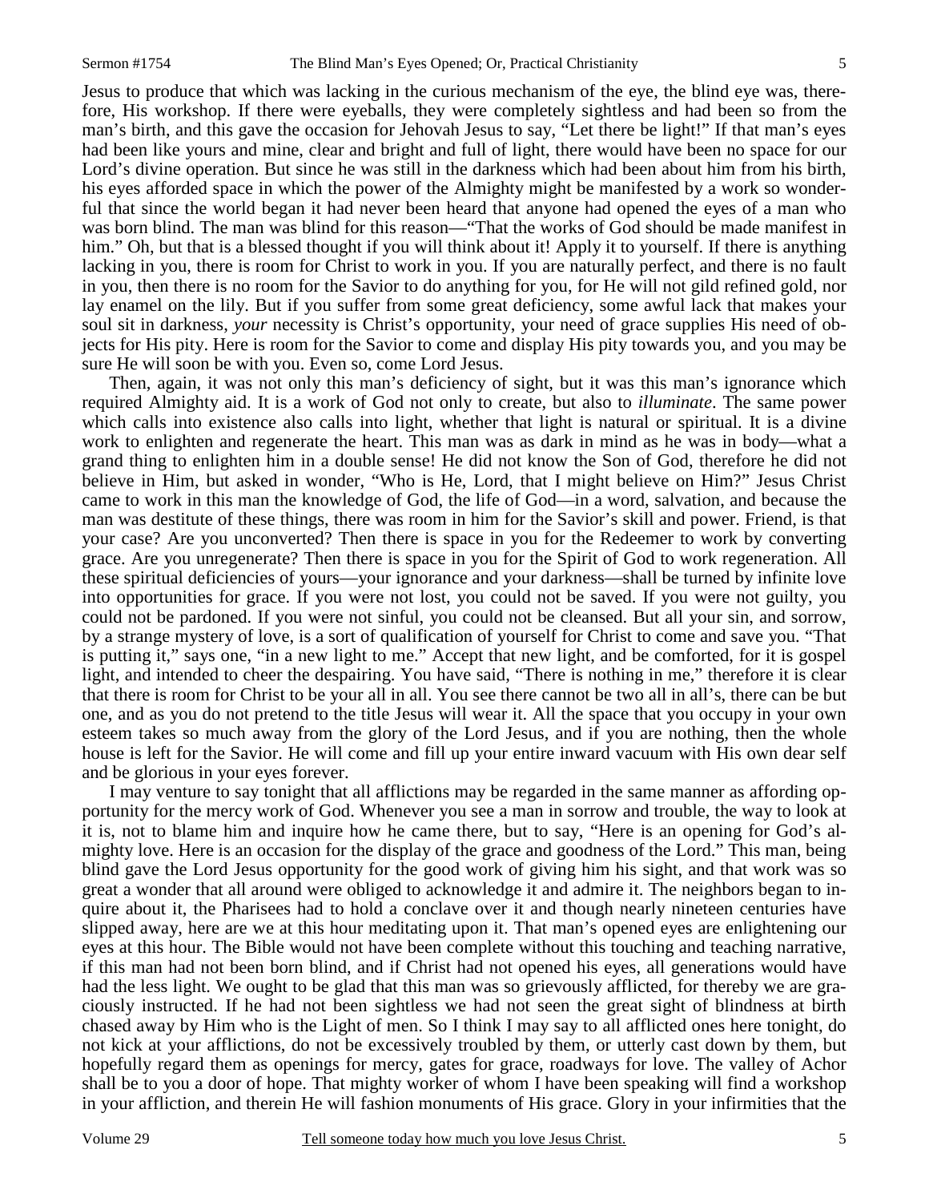Jesus to produce that which was lacking in the curious mechanism of the eye, the blind eye was, therefore, His workshop. If there were eyeballs, they were completely sightless and had been so from the man's birth, and this gave the occasion for Jehovah Jesus to say, "Let there be light!" If that man's eyes had been like yours and mine, clear and bright and full of light, there would have been no space for our Lord's divine operation. But since he was still in the darkness which had been about him from his birth, his eyes afforded space in which the power of the Almighty might be manifested by a work so wonderful that since the world began it had never been heard that anyone had opened the eyes of a man who was born blind. The man was blind for this reason—"That the works of God should be made manifest in him." Oh, but that is a blessed thought if you will think about it! Apply it to yourself. If there is anything lacking in you, there is room for Christ to work in you. If you are naturally perfect, and there is no fault in you, then there is no room for the Savior to do anything for you, for He will not gild refined gold, nor lay enamel on the lily. But if you suffer from some great deficiency, some awful lack that makes your soul sit in darkness, *your* necessity is Christ's opportunity, your need of grace supplies His need of objects for His pity. Here is room for the Savior to come and display His pity towards you, and you may be sure He will soon be with you. Even so, come Lord Jesus.

Then, again, it was not only this man's deficiency of sight, but it was this man's ignorance which required Almighty aid. It is a work of God not only to create, but also to *illuminate*. The same power which calls into existence also calls into light, whether that light is natural or spiritual. It is a divine work to enlighten and regenerate the heart. This man was as dark in mind as he was in body—what a grand thing to enlighten him in a double sense! He did not know the Son of God, therefore he did not believe in Him, but asked in wonder, "Who is He, Lord, that I might believe on Him?" Jesus Christ came to work in this man the knowledge of God, the life of God—in a word, salvation, and because the man was destitute of these things, there was room in him for the Savior's skill and power. Friend, is that your case? Are you unconverted? Then there is space in you for the Redeemer to work by converting grace. Are you unregenerate? Then there is space in you for the Spirit of God to work regeneration. All these spiritual deficiencies of yours—your ignorance and your darkness—shall be turned by infinite love into opportunities for grace. If you were not lost, you could not be saved. If you were not guilty, you could not be pardoned. If you were not sinful, you could not be cleansed. But all your sin, and sorrow, by a strange mystery of love, is a sort of qualification of yourself for Christ to come and save you. "That is putting it," says one, "in a new light to me." Accept that new light, and be comforted, for it is gospel light, and intended to cheer the despairing. You have said, "There is nothing in me," therefore it is clear that there is room for Christ to be your all in all. You see there cannot be two all in all's, there can be but one, and as you do not pretend to the title Jesus will wear it. All the space that you occupy in your own esteem takes so much away from the glory of the Lord Jesus, and if you are nothing, then the whole house is left for the Savior. He will come and fill up your entire inward vacuum with His own dear self and be glorious in your eyes forever.

I may venture to say tonight that all afflictions may be regarded in the same manner as affording opportunity for the mercy work of God. Whenever you see a man in sorrow and trouble, the way to look at it is, not to blame him and inquire how he came there, but to say, "Here is an opening for God's almighty love. Here is an occasion for the display of the grace and goodness of the Lord." This man, being blind gave the Lord Jesus opportunity for the good work of giving him his sight, and that work was so great a wonder that all around were obliged to acknowledge it and admire it. The neighbors began to inquire about it, the Pharisees had to hold a conclave over it and though nearly nineteen centuries have slipped away, here are we at this hour meditating upon it. That man's opened eyes are enlightening our eyes at this hour. The Bible would not have been complete without this touching and teaching narrative, if this man had not been born blind, and if Christ had not opened his eyes, all generations would have had the less light. We ought to be glad that this man was so grievously afflicted, for thereby we are graciously instructed. If he had not been sightless we had not seen the great sight of blindness at birth chased away by Him who is the Light of men. So I think I may say to all afflicted ones here tonight, do not kick at your afflictions, do not be excessively troubled by them, or utterly cast down by them, but hopefully regard them as openings for mercy, gates for grace, roadways for love. The valley of Achor shall be to you a door of hope. That mighty worker of whom I have been speaking will find a workshop in your affliction, and therein He will fashion monuments of His grace. Glory in your infirmities that the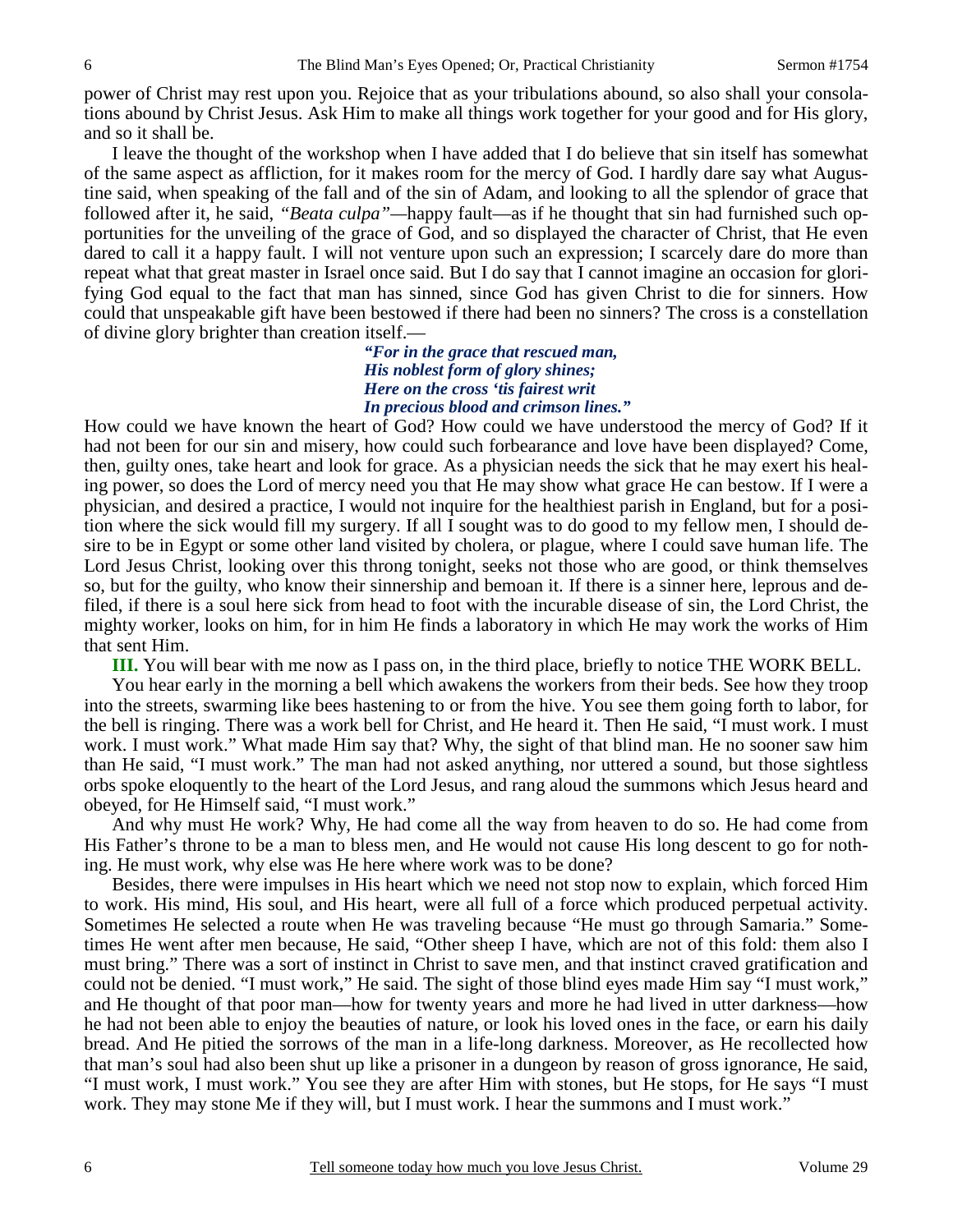power of Christ may rest upon you. Rejoice that as your tribulations abound, so also shall your consolations abound by Christ Jesus. Ask Him to make all things work together for your good and for His glory, and so it shall be.

I leave the thought of the workshop when I have added that I do believe that sin itself has somewhat of the same aspect as affliction, for it makes room for the mercy of God. I hardly dare say what Augustine said, when speaking of the fall and of the sin of Adam, and looking to all the splendor of grace that followed after it, he said, *"Beata culpa"*—happy fault—as if he thought that sin had furnished such opportunities for the unveiling of the grace of God, and so displayed the character of Christ, that He even dared to call it a happy fault. I will not venture upon such an expression; I scarcely dare do more than repeat what that great master in Israel once said. But I do say that I cannot imagine an occasion for glorifying God equal to the fact that man has sinned, since God has given Christ to die for sinners. How could that unspeakable gift have been bestowed if there had been no sinners? The cross is a constellation of divine glory brighter than creation itself.—

> ***"For in the grace that rescued man,***
> ***His noblest form of glory shines;***
> ***Here on the cross 'tis fairest writ***
> ***In precious blood and crimson lines."***

How could we have known the heart of God? How could we have understood the mercy of God? If it had not been for our sin and misery, how could such forbearance and love have been displayed? Come, then, guilty ones, take heart and look for grace. As a physician needs the sick that he may exert his healing power, so does the Lord of mercy need you that He may show what grace He can bestow. If I were a physician, and desired a practice, I would not inquire for the healthiest parish in England, but for a position where the sick would fill my surgery. If all I sought was to do good to my fellow men, I should desire to be in Egypt or some other land visited by cholera, or plague, where I could save human life. The Lord Jesus Christ, looking over this throng tonight, seeks not those who are good, or think themselves so, but for the guilty, who know their sinnership and bemoan it. If there is a sinner here, leprous and defiled, if there is a soul here sick from head to foot with the incurable disease of sin, the Lord Christ, the mighty worker, looks on him, for in him He finds a laboratory in which He may work the works of Him that sent Him.

**III.** You will bear with me now as I pass on, in the third place, briefly to notice THE WORK BELL.

You hear early in the morning a bell which awakens the workers from their beds. See how they troop into the streets, swarming like bees hastening to or from the hive. You see them going forth to labor, for the bell is ringing. There was a work bell for Christ, and He heard it. Then He said, "I must work. I must work. I must work." What made Him say that? Why, the sight of that blind man. He no sooner saw him than He said, "I must work." The man had not asked anything, nor uttered a sound, but those sightless orbs spoke eloquently to the heart of the Lord Jesus, and rang aloud the summons which Jesus heard and obeyed, for He Himself said, "I must work."

And why must He work? Why, He had come all the way from heaven to do so. He had come from His Father's throne to be a man to bless men, and He would not cause His long descent to go for nothing. He must work, why else was He here where work was to be done?

Besides, there were impulses in His heart which we need not stop now to explain, which forced Him to work. His mind, His soul, and His heart, were all full of a force which produced perpetual activity. Sometimes He selected a route when He was traveling because "He must go through Samaria." Sometimes He went after men because, He said, "Other sheep I have, which are not of this fold: them also I must bring." There was a sort of instinct in Christ to save men, and that instinct craved gratification and could not be denied. "I must work," He said. The sight of those blind eyes made Him say "I must work," and He thought of that poor man—how for twenty years and more he had lived in utter darkness—how he had not been able to enjoy the beauties of nature, or look his loved ones in the face, or earn his daily bread. And He pitied the sorrows of the man in a life-long darkness. Moreover, as He recollected how that man's soul had also been shut up like a prisoner in a dungeon by reason of gross ignorance, He said, "I must work, I must work." You see they are after Him with stones, but He stops, for He says "I must work. They may stone Me if they will, but I must work. I hear the summons and I must work."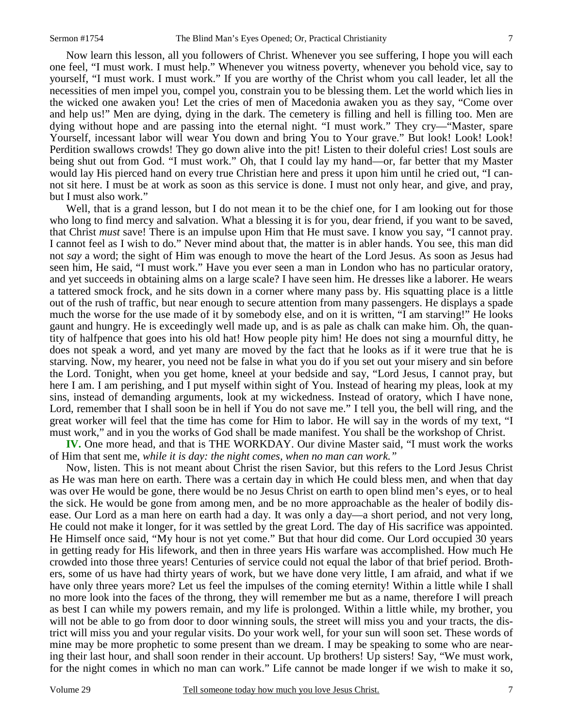Now learn this lesson, all you followers of Christ. Whenever you see suffering, I hope you will each one feel, "I must work. I must help." Whenever you witness poverty, whenever you behold vice, say to yourself, "I must work. I must work." If you are worthy of the Christ whom you call leader, let all the necessities of men impel you, compel you, constrain you to be blessing them. Let the world which lies in the wicked one awaken you! Let the cries of men of Macedonia awaken you as they say, "Come over and help us!" Men are dying, dying in the dark. The cemetery is filling and hell is filling too. Men are dying without hope and are passing into the eternal night. "I must work." They cry—"Master, spare Yourself, incessant labor will wear You down and bring You to Your grave." But look! Look! Look! Perdition swallows crowds! They go down alive into the pit! Listen to their doleful cries! Lost souls are being shut out from God. "I must work." Oh, that I could lay my hand—or, far better that my Master would lay His pierced hand on every true Christian here and press it upon him until he cried out, "I cannot sit here. I must be at work as soon as this service is done. I must not only hear, and give, and pray, but I must also work."

Well, that is a grand lesson, but I do not mean it to be the chief one, for I am looking out for those who long to find mercy and salvation. What a blessing it is for you, dear friend, if you want to be saved, that Christ *must* save! There is an impulse upon Him that He must save. I know you say, "I cannot pray. I cannot feel as I wish to do." Never mind about that, the matter is in abler hands. You see, this man did not *say* a word; the sight of Him was enough to move the heart of the Lord Jesus. As soon as Jesus had seen him, He said, "I must work." Have you ever seen a man in London who has no particular oratory, and yet succeeds in obtaining alms on a large scale? I have seen him. He dresses like a laborer. He wears a tattered smock frock, and he sits down in a corner where many pass by. His squatting place is a little out of the rush of traffic, but near enough to secure attention from many passengers. He displays a spade much the worse for the use made of it by somebody else, and on it is written, "I am starving!" He looks gaunt and hungry. He is exceedingly well made up, and is as pale as chalk can make him. Oh, the quantity of halfpence that goes into his old hat! How people pity him! He does not sing a mournful ditty, he does not speak a word, and yet many are moved by the fact that he looks as if it were true that he is starving. Now, my hearer, you need not be false in what you do if you set out your misery and sin before the Lord. Tonight, when you get home, kneel at your bedside and say, "Lord Jesus, I cannot pray, but here I am. I am perishing, and I put myself within sight of You. Instead of hearing my pleas, look at my sins, instead of demanding arguments, look at my wickedness. Instead of oratory, which I have none, Lord, remember that I shall soon be in hell if You do not save me." I tell you, the bell will ring, and the great worker will feel that the time has come for Him to labor. He will say in the words of my text, "I must work," and in you the works of God shall be made manifest. You shall be the workshop of Christ.

**IV.** One more head, and that is THE WORKDAY. Our divine Master said, "I must work the works of Him that sent me, *while it is day: the night comes, when no man can work."*

Now, listen. This is not meant about Christ the risen Savior, but this refers to the Lord Jesus Christ as He was man here on earth. There was a certain day in which He could bless men, and when that day was over He would be gone, there would be no Jesus Christ on earth to open blind men's eyes, or to heal the sick. He would be gone from among men, and be no more approachable as the healer of bodily disease. Our Lord as a man here on earth had a day. It was only a day—a short period, and not very long, He could not make it longer, for it was settled by the great Lord. The day of His sacrifice was appointed. He Himself once said, "My hour is not yet come." But that hour did come. Our Lord occupied 30 years in getting ready for His lifework, and then in three years His warfare was accomplished. How much He crowded into those three years! Centuries of service could not equal the labor of that brief period. Brothers, some of us have had thirty years of work, but we have done very little, I am afraid, and what if we have only three years more? Let us feel the impulses of the coming eternity! Within a little while I shall no more look into the faces of the throng, they will remember me but as a name, therefore I will preach as best I can while my powers remain, and my life is prolonged. Within a little while, my brother, you will not be able to go from door to door winning souls, the street will miss you and your tracts, the district will miss you and your regular visits. Do your work well, for your sun will soon set. These words of mine may be more prophetic to some present than we dream. I may be speaking to some who are nearing their last hour, and shall soon render in their account. Up brothers! Up sisters! Say, "We must work, for the night comes in which no man can work." Life cannot be made longer if we wish to make it so,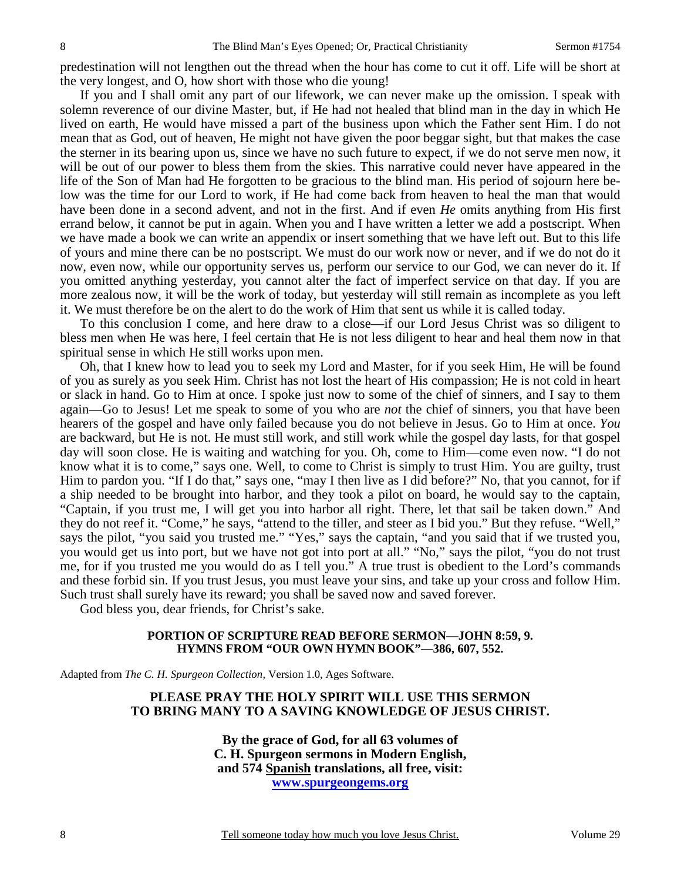predestination will not lengthen out the thread when the hour has come to cut it off. Life will be short at the very longest, and O, how short with those who die young!

If you and I shall omit any part of our lifework, we can never make up the omission. I speak with solemn reverence of our divine Master, but, if He had not healed that blind man in the day in which He lived on earth, He would have missed a part of the business upon which the Father sent Him. I do not mean that as God, out of heaven, He might not have given the poor beggar sight, but that makes the case the sterner in its bearing upon us, since we have no such future to expect, if we do not serve men now, it will be out of our power to bless them from the skies. This narrative could never have appeared in the life of the Son of Man had He forgotten to be gracious to the blind man. His period of sojourn here below was the time for our Lord to work, if He had come back from heaven to heal the man that would have been done in a second advent, and not in the first. And if even *He* omits anything from His first errand below, it cannot be put in again. When you and I have written a letter we add a postscript. When we have made a book we can write an appendix or insert something that we have left out. But to this life of yours and mine there can be no postscript. We must do our work now or never, and if we do not do it now, even now, while our opportunity serves us, perform our service to our God, we can never do it. If you omitted anything yesterday, you cannot alter the fact of imperfect service on that day. If you are more zealous now, it will be the work of today, but yesterday will still remain as incomplete as you left it. We must therefore be on the alert to do the work of Him that sent us while it is called today.

To this conclusion I come, and here draw to a close—if our Lord Jesus Christ was so diligent to bless men when He was here, I feel certain that He is not less diligent to hear and heal them now in that spiritual sense in which He still works upon men.

Oh, that I knew how to lead you to seek my Lord and Master, for if you seek Him, He will be found of you as surely as you seek Him. Christ has not lost the heart of His compassion; He is not cold in heart or slack in hand. Go to Him at once. I spoke just now to some of the chief of sinners, and I say to them again—Go to Jesus! Let me speak to some of you who are *not* the chief of sinners, you that have been hearers of the gospel and have only failed because you do not believe in Jesus. Go to Him at once. *You* are backward, but He is not. He must still work, and still work while the gospel day lasts, for that gospel day will soon close. He is waiting and watching for you. Oh, come to Him—come even now. "I do not know what it is to come," says one. Well, to come to Christ is simply to trust Him. You are guilty, trust Him to pardon you. "If I do that," says one, "may I then live as I did before?" No, that you cannot, for if a ship needed to be brought into harbor, and they took a pilot on board, he would say to the captain, "Captain, if you trust me, I will get you into harbor all right. There, let that sail be taken down." And they do not reef it. "Come," he says, "attend to the tiller, and steer as I bid you." But they refuse. "Well," says the pilot, "you said you trusted me." "Yes," says the captain, "and you said that if we trusted you, you would get us into port, but we have not got into port at all." "No," says the pilot, "you do not trust me, for if you trusted me you would do as I tell you." A true trust is obedient to the Lord's commands and these forbid sin. If you trust Jesus, you must leave your sins, and take up your cross and follow Him. Such trust shall surely have its reward; you shall be saved now and saved forever.

God bless you, dear friends, for Christ's sake.

**PORTION OF SCRIPTURE READ BEFORE SERMON—JOHN 8:59, 9.**
**HYMNS FROM "OUR OWN HYMN BOOK"—386, 607, 552.**

Adapted from *The C. H. Spurgeon Collection,* Version 1.0, Ages Software.

**PLEASE PRAY THE HOLY SPIRIT WILL USE THIS SERMON TO BRING MANY TO A SAVING KNOWLEDGE OF JESUS CHRIST.**

**By the grace of God, for all 63 volumes of C. H. Spurgeon sermons in Modern English, and 574 Spanish translations, all free, visit: www.spurgeongems.org**